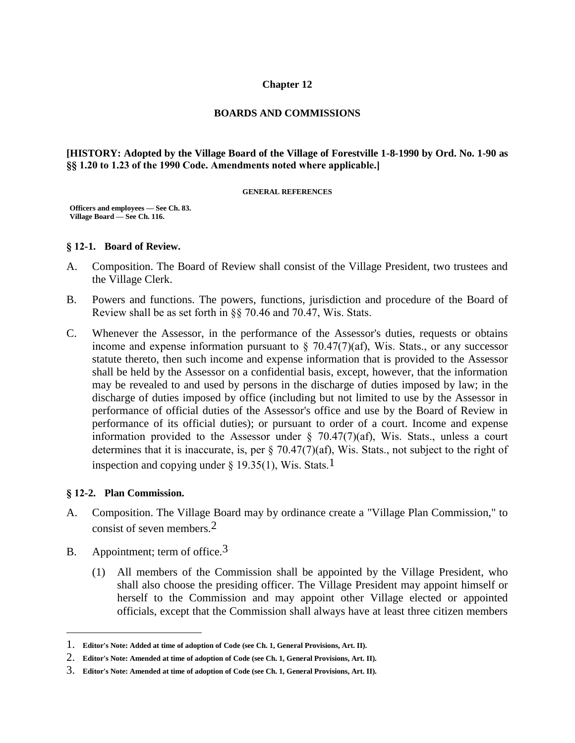# Chapter 12

## BOARDS AND COMMISSIONS

**[HISTORY: Adopted by the Village Board of the Village of Forestville 1-8-1990 by Ord. No. 1-90 as §§ 1.20 to 1.23 of the 1990 Code. Amendments noted where applicable.]**

**GENERAL REFERENCES**

**Officers and employees — See Ch. 83.**
**Village Board — See Ch. 116.**

### § 12-1. Board of Review.

A. Composition. The Board of Review shall consist of the Village President, two trustees and the Village Clerk.

B. Powers and functions. The powers, functions, jurisdiction and procedure of the Board of Review shall be as set forth in §§ 70.46 and 70.47, Wis. Stats.

C. Whenever the Assessor, in the performance of the Assessor's duties, requests or obtains income and expense information pursuant to § 70.47(7)(af), Wis. Stats., or any successor statute thereto, then such income and expense information that is provided to the Assessor shall be held by the Assessor on a confidential basis, except, however, that the information may be revealed to and used by persons in the discharge of duties imposed by law; in the discharge of duties imposed by office (including but not limited to use by the Assessor in performance of official duties of the Assessor's office and use by the Board of Review in performance of its official duties); or pursuant to order of a court. Income and expense information provided to the Assessor under § 70.47(7)(af), Wis. Stats., unless a court determines that it is inaccurate, is, per § 70.47(7)(af), Wis. Stats., not subject to the right of inspection and copying under § 19.35(1), Wis. Stats.[1]

### § 12-2. Plan Commission.

A. Composition. The Village Board may by ordinance create a "Village Plan Commission," to consist of seven members.[2]

B. Appointment; term of office.[3]

(1) All members of the Commission shall be appointed by the Village President, who shall also choose the presiding officer. The Village President may appoint himself or herself to the Commission and may appoint other Village elected or appointed officials, except that the Commission shall always have at least three citizen members

---

1. **Editor's Note: Added at time of adoption of Code (see Ch. 1, General Provisions, Art. II).**
2. **Editor's Note: Amended at time of adoption of Code (see Ch. 1, General Provisions, Art. II).**
3. **Editor's Note: Amended at time of adoption of Code (see Ch. 1, General Provisions, Art. II).**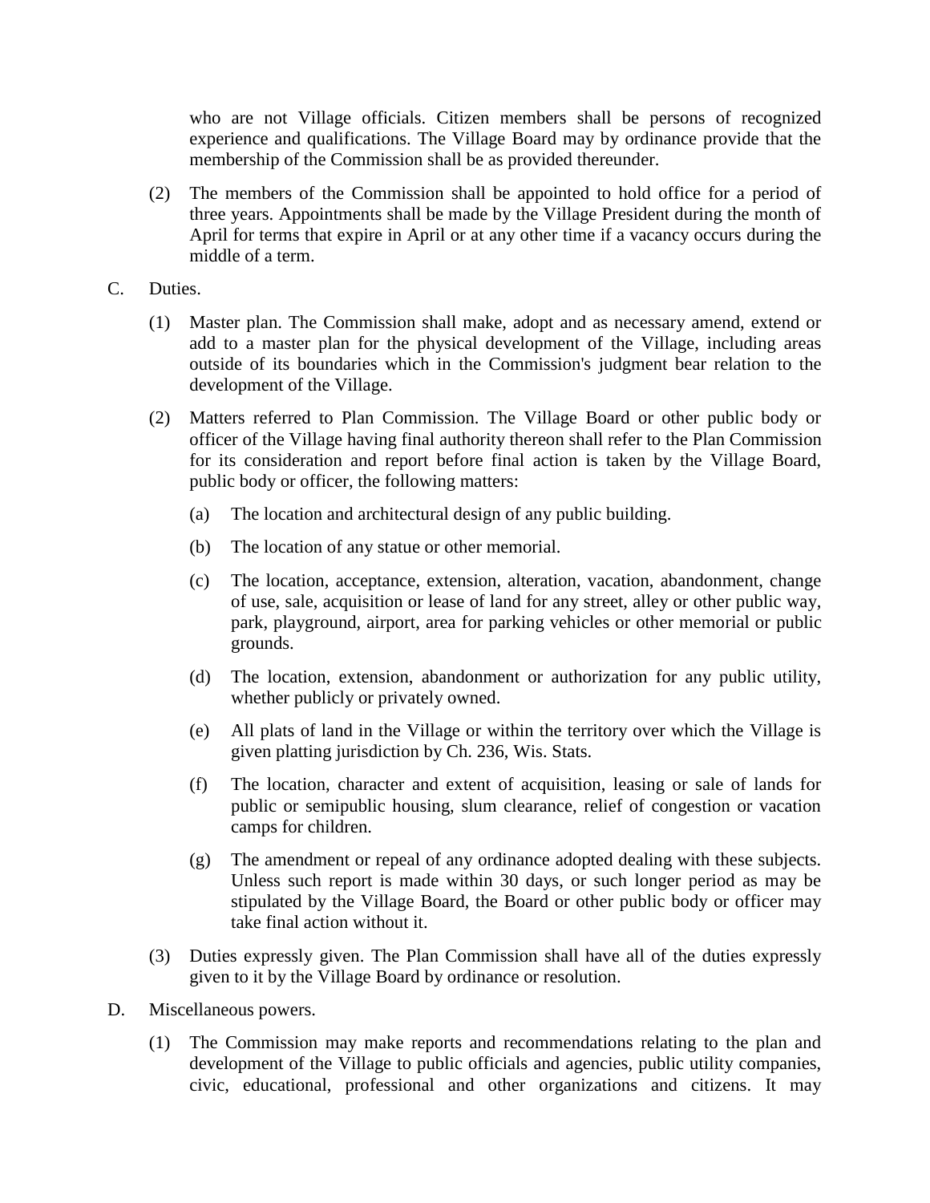who are not Village officials. Citizen members shall be persons of recognized experience and qualifications. The Village Board may by ordinance provide that the membership of the Commission shall be as provided thereunder.

(2) The members of the Commission shall be appointed to hold office for a period of three years. Appointments shall be made by the Village President during the month of April for terms that expire in April or at any other time if a vacancy occurs during the middle of a term.

C. Duties.

(1) Master plan. The Commission shall make, adopt and as necessary amend, extend or add to a master plan for the physical development of the Village, including areas outside of its boundaries which in the Commission's judgment bear relation to the development of the Village.

(2) Matters referred to Plan Commission. The Village Board or other public body or officer of the Village having final authority thereon shall refer to the Plan Commission for its consideration and report before final action is taken by the Village Board, public body or officer, the following matters:

(a) The location and architectural design of any public building.

(b) The location of any statue or other memorial.

(c) The location, acceptance, extension, alteration, vacation, abandonment, change of use, sale, acquisition or lease of land for any street, alley or other public way, park, playground, airport, area for parking vehicles or other memorial or public grounds.

(d) The location, extension, abandonment or authorization for any public utility, whether publicly or privately owned.

(e) All plats of land in the Village or within the territory over which the Village is given platting jurisdiction by Ch. 236, Wis. Stats.

(f) The location, character and extent of acquisition, leasing or sale of lands for public or semipublic housing, slum clearance, relief of congestion or vacation camps for children.

(g) The amendment or repeal of any ordinance adopted dealing with these subjects. Unless such report is made within 30 days, or such longer period as may be stipulated by the Village Board, the Board or other public body or officer may take final action without it.

(3) Duties expressly given. The Plan Commission shall have all of the duties expressly given to it by the Village Board by ordinance or resolution.

D. Miscellaneous powers.

(1) The Commission may make reports and recommendations relating to the plan and development of the Village to public officials and agencies, public utility companies, civic, educational, professional and other organizations and citizens. It may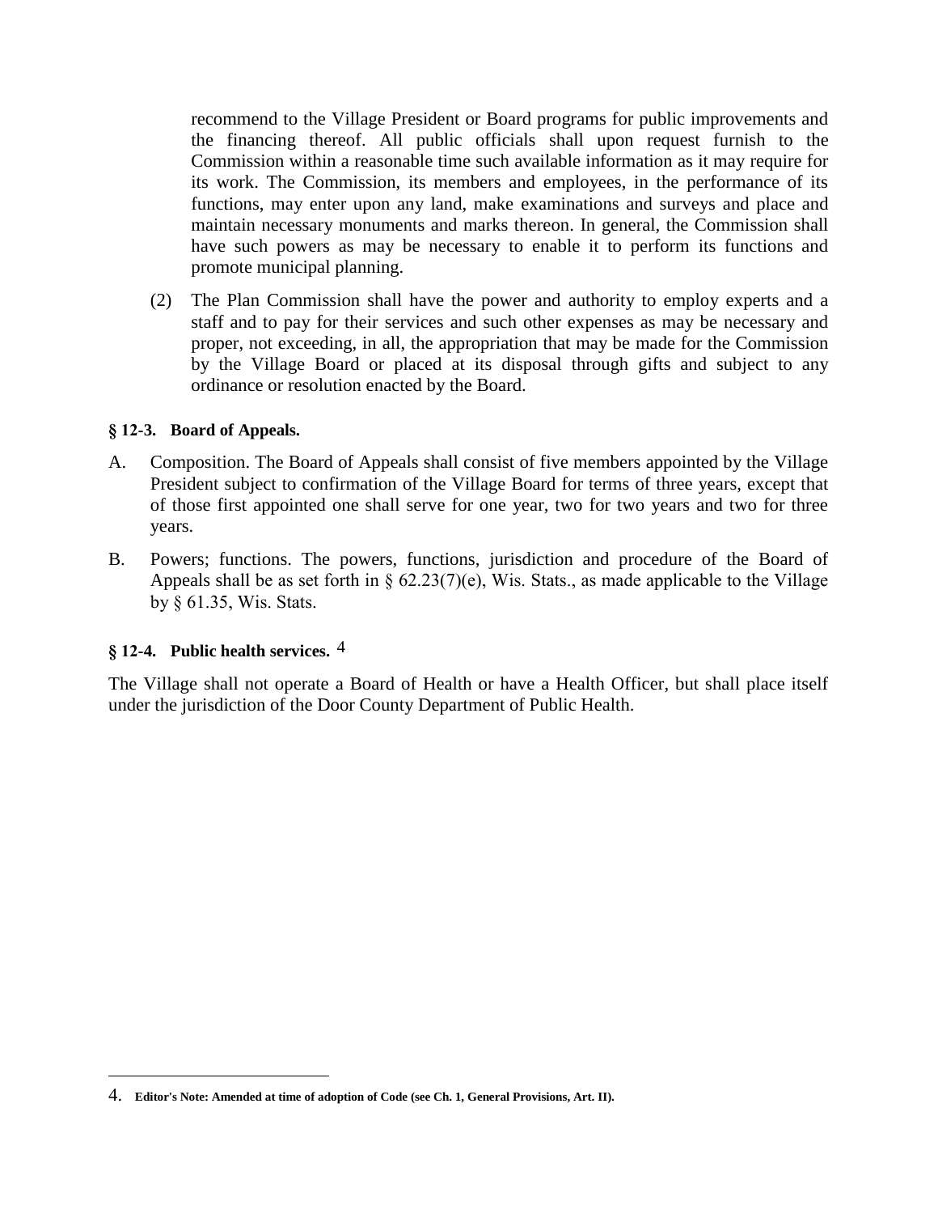recommend to the Village President or Board programs for public improvements and the financing thereof. All public officials shall upon request furnish to the Commission within a reasonable time such available information as it may require for its work. The Commission, its members and employees, in the performance of its functions, may enter upon any land, make examinations and surveys and place and maintain necessary monuments and marks thereon. In general, the Commission shall have such powers as may be necessary to enable it to perform its functions and promote municipal planning.

(2) The Plan Commission shall have the power and authority to employ experts and a staff and to pay for their services and such other expenses as may be necessary and proper, not exceeding, in all, the appropriation that may be made for the Commission by the Village Board or placed at its disposal through gifts and subject to any ordinance or resolution enacted by the Board.

**§ 12-3. Board of Appeals.**

A. Composition. The Board of Appeals shall consist of five members appointed by the Village President subject to confirmation of the Village Board for terms of three years, except that of those first appointed one shall serve for one year, two for two years and two for three years.

B. Powers; functions. The powers, functions, jurisdiction and procedure of the Board of Appeals shall be as set forth in § 62.23(7)(e), Wis. Stats., as made applicable to the Village by § 61.35, Wis. Stats.

**§ 12-4. Public health services.** [4]

The Village shall not operate a Board of Health or have a Health Officer, but shall place itself under the jurisdiction of the Door County Department of Public Health.

---

4. **Editor's Note: Amended at time of adoption of Code (see Ch. 1, General Provisions, Art. II).**